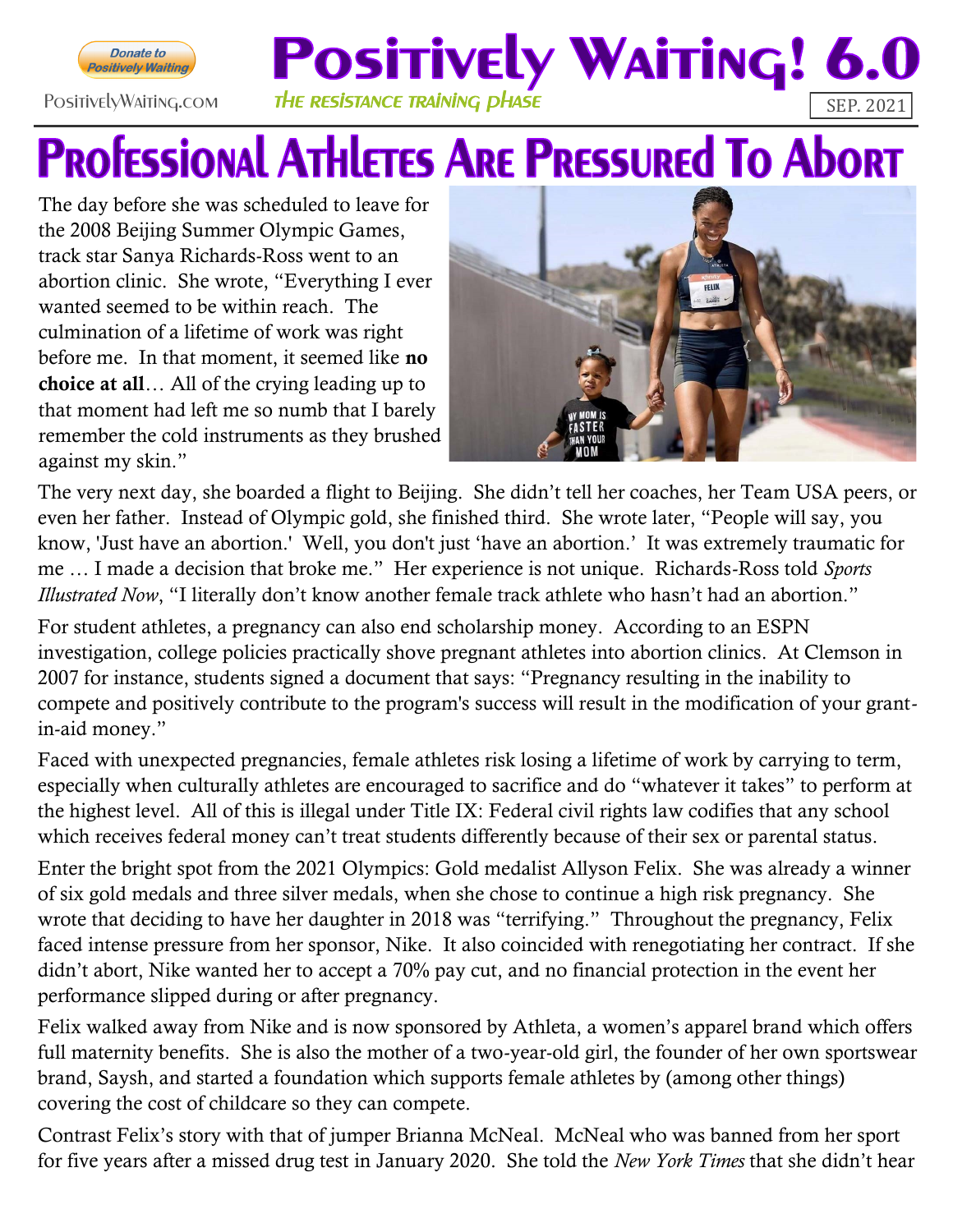Donate to Positively Waiting

PositivelyWaiting.com

# Positively Waiting! 6.0

*THE RESISTANCE TRAINING PHASE*

SEP. 2021

# Professional Athletes Are Pressured To Abort

The day before she was scheduled to leave for the 2008 Beijing Summer Olympic Games, track star Sanya Richards-Ross went to an abortion clinic. She wrote, "Everything I ever wanted seemed to be within reach. The culmination of a lifetime of work was right before me. In that moment, it seemed like **no choice at all**… All of the crying leading up to that moment had left me so numb that I barely remember the cold instruments as they brushed against my skin."

The very next day, she boarded a flight to Beijing. She didn't tell her coaches, her Team USA peers, or even her father. Instead of Olympic gold, she finished third. She wrote later, "People will say, you know, 'Just have an abortion.' Well, you don't just 'have an abortion.' It was extremely traumatic for me … I made a decision that broke me." Her experience is not unique. Richards-Ross told *Sports Illustrated Now*, "I literally don't know another female track athlete who hasn't had an abortion."

For student athletes, a pregnancy can also end scholarship money. According to an ESPN investigation, college policies practically shove pregnant athletes into abortion clinics. At Clemson in 2007 for instance, students signed a document that says: "Pregnancy resulting in the inability to compete and positively contribute to the program's success will result in the modification of your grant-in-aid money."

Faced with unexpected pregnancies, female athletes risk losing a lifetime of work by carrying to term, especially when culturally athletes are encouraged to sacrifice and do "whatever it takes" to perform at the highest level. All of this is illegal under Title IX: Federal civil rights law codifies that any school which receives federal money can't treat students differently because of their sex or parental status.

Enter the bright spot from the 2021 Olympics: Gold medalist Allyson Felix. She was already a winner of six gold medals and three silver medals, when she chose to continue a high risk pregnancy. She wrote that deciding to have her daughter in 2018 was "terrifying." Throughout the pregnancy, Felix faced intense pressure from her sponsor, Nike. It also coincided with renegotiating her contract. If she didn't abort, Nike wanted her to accept a 70% pay cut, and no financial protection in the event her performance slipped during or after pregnancy.

Felix walked away from Nike and is now sponsored by Athleta, a women's apparel brand which offers full maternity benefits. She is also the mother of a two-year-old girl, the founder of her own sportswear brand, Saysh, and started a foundation which supports female athletes by (among other things) covering the cost of childcare so they can compete.

Contrast Felix's story with that of jumper Brianna McNeal. McNeal who was banned from her sport for five years after a missed drug test in January 2020. She told the *New York Times* that she didn't hear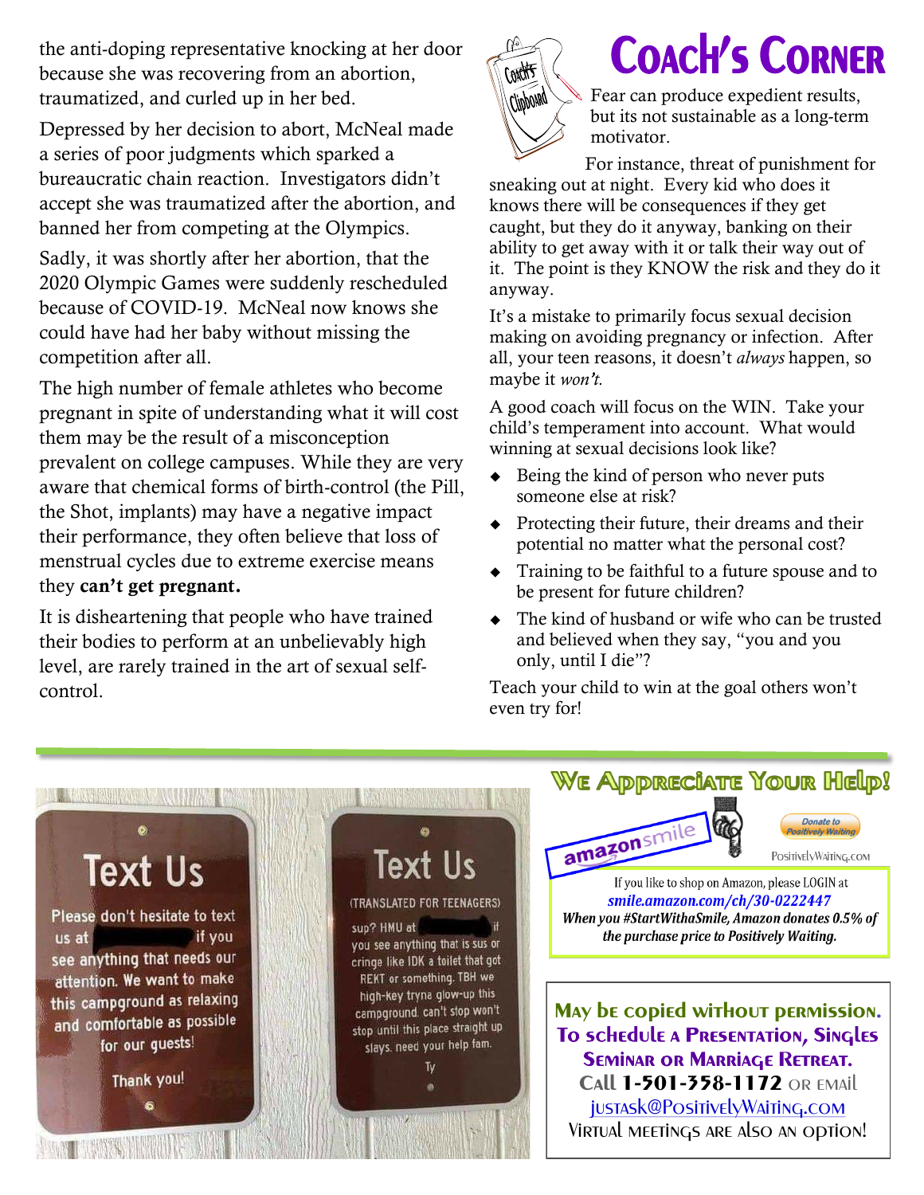the anti-doping representative knocking at her door because she was recovering from an abortion, traumatized, and curled up in her bed.

Depressed by her decision to abort, McNeal made a series of poor judgments which sparked a bureaucratic chain reaction. Investigators didn't accept she was traumatized after the abortion, and banned her from competing at the Olympics.

Sadly, it was shortly after her abortion, that the 2020 Olympic Games were suddenly rescheduled because of COVID-19. McNeal now knows she could have had her baby without missing the competition after all.

The high number of female athletes who become pregnant in spite of understanding what it will cost them may be the result of a misconception prevalent on college campuses. While they are very aware that chemical forms of birth-control (the Pill, the Shot, implants) may have a negative impact their performance, they often believe that loss of menstrual cycles due to extreme exercise means they **can't get pregnant.**

It is disheartening that people who have trained their bodies to perform at an unbelievably high level, are rarely trained in the art of sexual self-control.

# Coach's Corner

Fear can produce expedient results, but its not sustainable as a long-term motivator.

For instance, threat of punishment for sneaking out at night. Every kid who does it knows there will be consequences if they get caught, but they do it anyway, banking on their ability to get away with it or talk their way out of it. The point is they KNOW the risk and they do it anyway.

It's a mistake to primarily focus sexual decision making on avoiding pregnancy or infection. After all, your teen reasons, it doesn't *always* happen, so maybe it *won't.*

A good coach will focus on the WIN. Take your child's temperament into account. What would winning at sexual decisions look like?

- Being the kind of person who never puts someone else at risk?
- Protecting their future, their dreams and their potential no matter what the personal cost?
- Training to be faithful to a future spouse and to be present for future children?
- The kind of husband or wife who can be trusted and believed when they say, "you and you only, until I die"?

Teach your child to win at the goal others won't even try for!

Text Us

Please don't hesitate to text us at [redacted] if you see anything that needs our attention. We want to make this campground as relaxing and comfortable as possible for our guests!

Thank you!

Text Us

(TRANSLATED FOR TEENAGERS)

sup? HMU at [redacted] if you see anything that is sus or cringe like IDK a toilet that got REKT or something. TBH we high-key tryna glow-up this campground. can't stop won't stop until this place straight up slays. need your help fam.

Ty

## We Appreciate Your Help!

amazonsmile

Donate to Positively Waiting

PositivelyWaiting.com

If you like to shop on Amazon, please LOGIN at smile.amazon.com/ch/30-0222447

***When you #StartWithaSmile, Amazon donates 0.5% of the purchase price to Positively Waiting.***

**May be copied without permission.**

**To schedule a Presentation, Singles Seminar or Marriage Retreat.**

**Call 1-501-358-1172** or email justask@PositivelyWaiting.com

Virtual meetings are also an option!